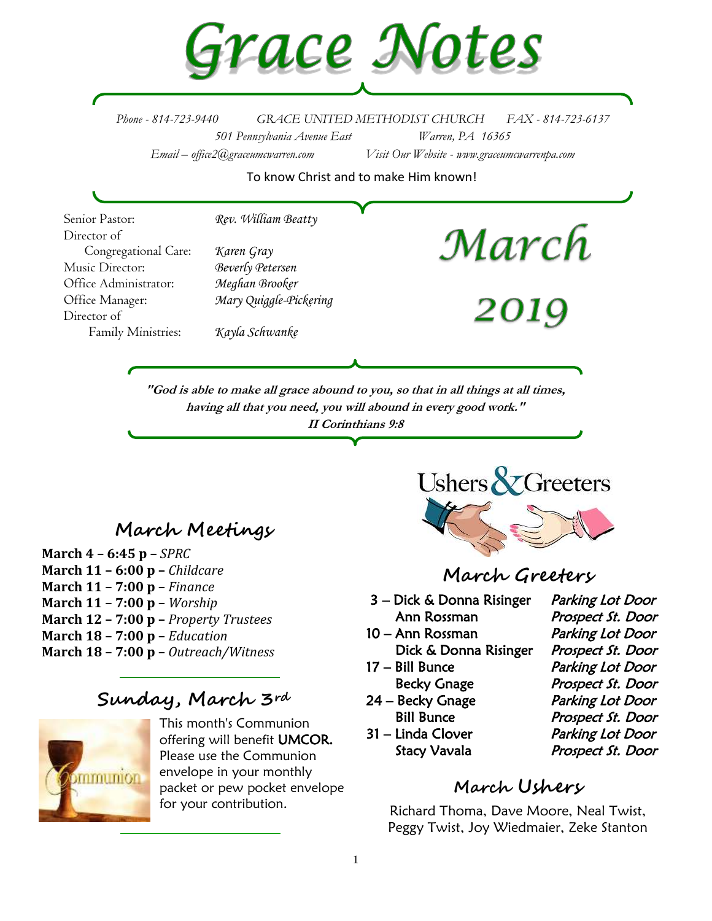# Grace Notes

*Phone - 814-723-9440* *GRACE UNITED METHODIST CHURCH* *FAX - 814-723-6137*

*501 Pennsylvania Avenue East* *Warren, PA 16365*

*Email – office2@graceumcwarren.com* *Visit Our Website - www.graceumcwarrenpa.com*

To know Christ and to make Him known!

Senior Pastor: *Rev. William Beatty*
Director of Congregational Care: *Karen Gray*
Music Director: *Beverly Petersen*
Office Administrator: *Meghan Brooker*
Office Manager: *Mary Quiggle-Pickering*
Director of Family Ministries: *Kayla Schwanke*

# March 2019

***"God is able to make all grace abound to you, so that in all things at all times, having all that you need, you will abound in every good work."***
***II Corinthians 9:8***

## March Meetings

**March 4 – 6:45 p –** *SPRC*
**March 11 – 6:00 p –** *Childcare*
**March 11 – 7:00 p –** *Finance*
**March 11 – 7:00 p –** *Worship*
**March 12 – 7:00 p –** *Property Trustees*
**March 18 – 7:00 p –** *Education*
**March 18 – 7:00 p –** *Outreach/Witness*

## Sunday, March 3rd

This month's Communion offering will benefit **UMCOR.** Please use the Communion envelope in your monthly packet or pew pocket envelope for your contribution.

## Ushers & Greeters

## March Greeters

| | |
|---|---|
| 3 – Dick & Donna Risinger | *Parking Lot Door* |
| Ann Rossman | *Prospect St. Door* |
| 10 – Ann Rossman | *Parking Lot Door* |
| Dick & Donna Risinger | *Prospect St. Door* |
| 17 – Bill Bunce | *Parking Lot Door* |
| Becky Gnage | *Prospect St. Door* |
| 24 – Becky Gnage | *Parking Lot Door* |
| Bill Bunce | *Prospect St. Door* |
| 31 – Linda Clover | *Parking Lot Door* |
| Stacy Vavala | *Prospect St. Door* |

## March Ushers

Richard Thoma, Dave Moore, Neal Twist, Peggy Twist, Joy Wiedmaier, Zeke Stanton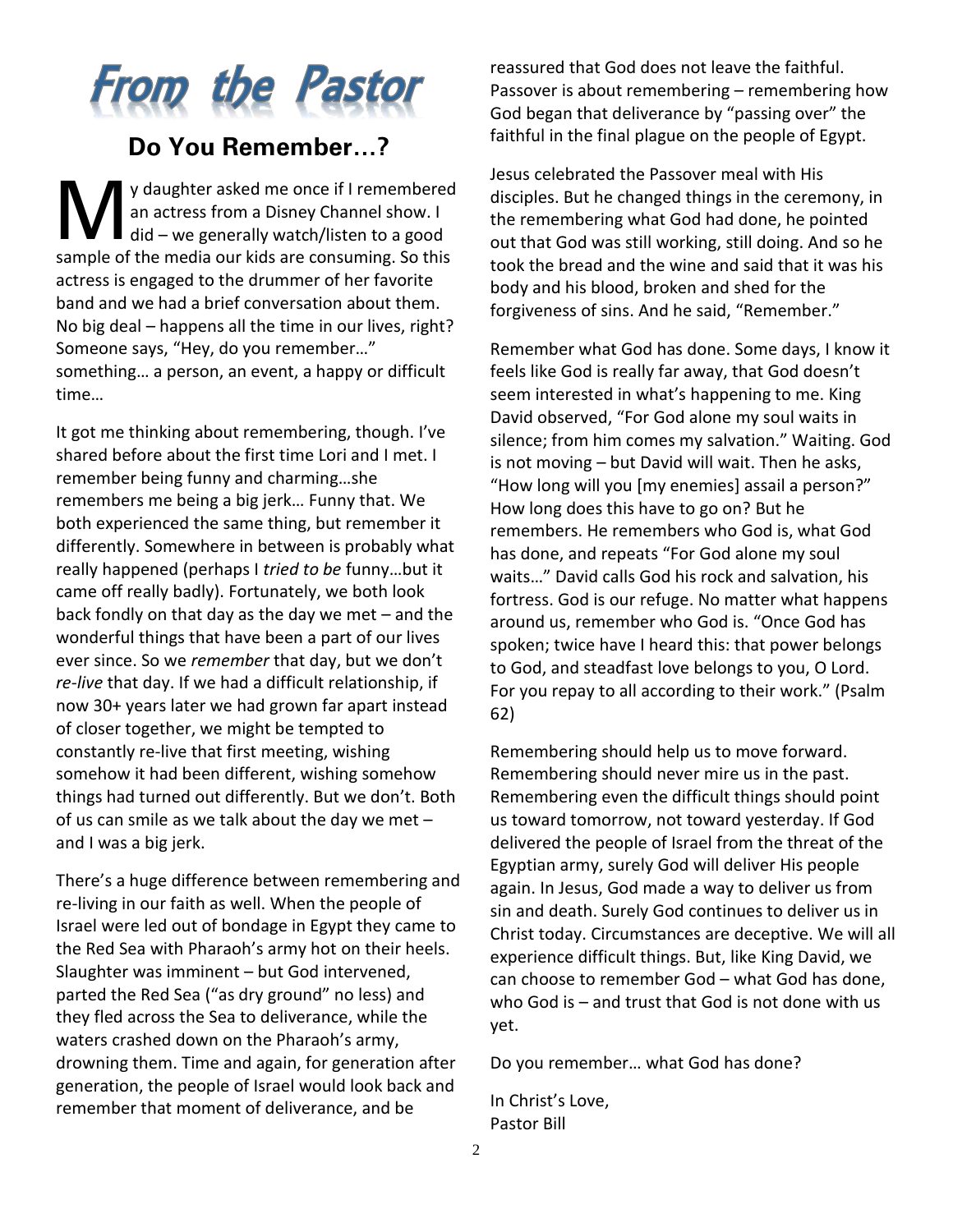# From the Pastor

## Do You Remember…?

My daughter asked me once if I remembered an actress from a Disney Channel show. I did – we generally watch/listen to a good sample of the media our kids are consuming. So this actress is engaged to the drummer of her favorite band and we had a brief conversation about them. No big deal – happens all the time in our lives, right? Someone says, "Hey, do you remember…" something… a person, an event, a happy or difficult time…

It got me thinking about remembering, though. I've shared before about the first time Lori and I met. I remember being funny and charming…she remembers me being a big jerk… Funny that. We both experienced the same thing, but remember it differently. Somewhere in between is probably what really happened (perhaps I *tried to be* funny…but it came off really badly). Fortunately, we both look back fondly on that day as the day we met – and the wonderful things that have been a part of our lives ever since. So we *remember* that day, but we don't *re-live* that day. If we had a difficult relationship, if now 30+ years later we had grown far apart instead of closer together, we might be tempted to constantly re-live that first meeting, wishing somehow it had been different, wishing somehow things had turned out differently. But we don't. Both of us can smile as we talk about the day we met – and I was a big jerk.

There's a huge difference between remembering and re-living in our faith as well. When the people of Israel were led out of bondage in Egypt they came to the Red Sea with Pharaoh's army hot on their heels. Slaughter was imminent – but God intervened, parted the Red Sea ("as dry ground" no less) and they fled across the Sea to deliverance, while the waters crashed down on the Pharaoh's army, drowning them. Time and again, for generation after generation, the people of Israel would look back and remember that moment of deliverance, and be reassured that God does not leave the faithful. Passover is about remembering – remembering how God began that deliverance by "passing over" the faithful in the final plague on the people of Egypt.

Jesus celebrated the Passover meal with His disciples. But he changed things in the ceremony, in the remembering what God had done, he pointed out that God was still working, still doing. And so he took the bread and the wine and said that it was his body and his blood, broken and shed for the forgiveness of sins. And he said, "Remember."

Remember what God has done. Some days, I know it feels like God is really far away, that God doesn't seem interested in what's happening to me. King David observed, "For God alone my soul waits in silence; from him comes my salvation." Waiting. God is not moving – but David will wait. Then he asks, "How long will you [my enemies] assail a person?" How long does this have to go on? But he remembers. He remembers who God is, what God has done, and repeats "For God alone my soul waits…" David calls God his rock and salvation, his fortress. God is our refuge. No matter what happens around us, remember who God is. "Once God has spoken; twice have I heard this: that power belongs to God, and steadfast love belongs to you, O Lord. For you repay to all according to their work." (Psalm 62)

Remembering should help us to move forward. Remembering should never mire us in the past. Remembering even the difficult things should point us toward tomorrow, not toward yesterday. If God delivered the people of Israel from the threat of the Egyptian army, surely God will deliver His people again. In Jesus, God made a way to deliver us from sin and death. Surely God continues to deliver us in Christ today. Circumstances are deceptive. We will all experience difficult things. But, like King David, we can choose to remember God – what God has done, who God is – and trust that God is not done with us yet.

Do you remember… what God has done?

In Christ's Love,
Pastor Bill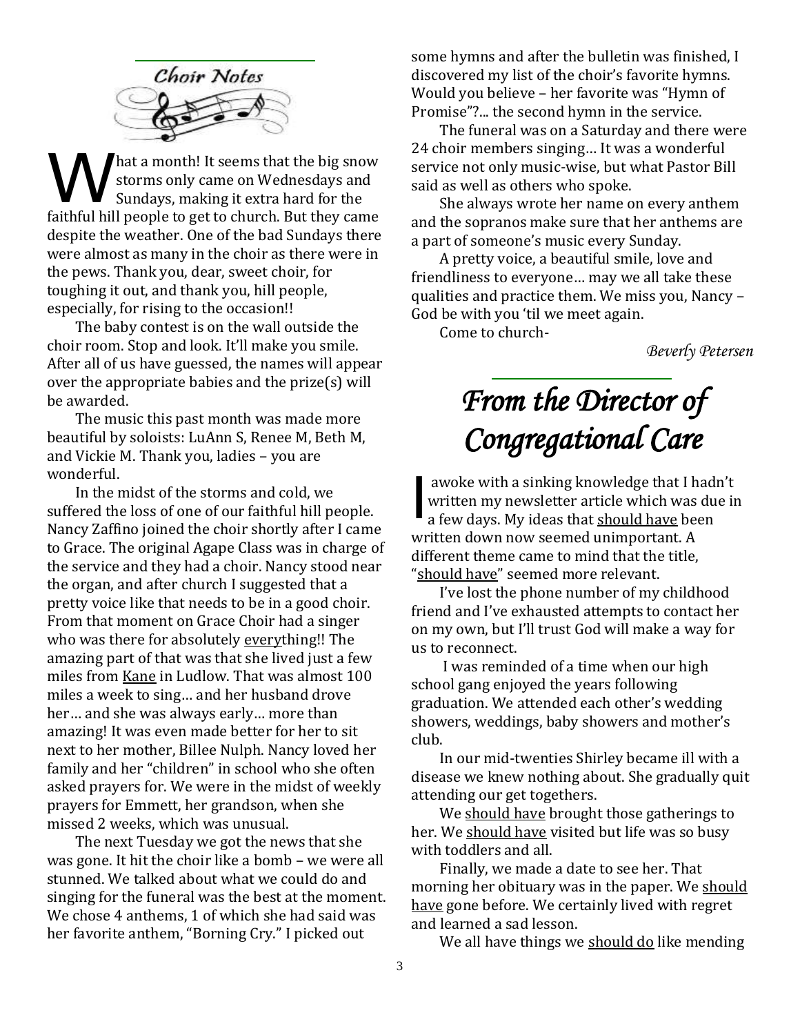## Choir Notes

What a month! It seems that the big snow storms only came on Wednesdays and Sundays, making it extra hard for the faithful hill people to get to church. But they came despite the weather. One of the bad Sundays there were almost as many in the choir as there were in the pews. Thank you, dear, sweet choir, for toughing it out, and thank you, hill people, especially, for rising to the occasion!!

The baby contest is on the wall outside the choir room. Stop and look. It'll make you smile. After all of us have guessed, the names will appear over the appropriate babies and the prize(s) will be awarded.

The music this past month was made more beautiful by soloists: LuAnn S, Renee M, Beth M, and Vickie M. Thank you, ladies – you are wonderful.

In the midst of the storms and cold, we suffered the loss of one of our faithful hill people. Nancy Zaffino joined the choir shortly after I came to Grace. The original Agape Class was in charge of the service and they had a choir. Nancy stood near the organ, and after church I suggested that a pretty voice like that needs to be in a good choir. From that moment on Grace Choir had a singer who was there for absolutely <u>every</u>thing!! The amazing part of that was that she lived just a few miles from <u>Kane</u> in Ludlow. That was almost 100 miles a week to sing… and her husband drove her… and she was always early… more than amazing! It was even made better for her to sit next to her mother, Billee Nulph. Nancy loved her family and her "children" in school who she often asked prayers for. We were in the midst of weekly prayers for Emmett, her grandson, when she missed 2 weeks, which was unusual.

The next Tuesday we got the news that she was gone. It hit the choir like a bomb – we were all stunned. We talked about what we could do and singing for the funeral was the best at the moment. We chose 4 anthems, 1 of which she had said was her favorite anthem, "Borning Cry." I picked out some hymns and after the bulletin was finished, I discovered my list of the choir's favorite hymns. Would you believe – her favorite was "Hymn of Promise"?... the second hymn in the service.

The funeral was on a Saturday and there were 24 choir members singing… It was a wonderful service not only music-wise, but what Pastor Bill said as well as others who spoke.

She always wrote her name on every anthem and the sopranos make sure that her anthems are a part of someone's music every Sunday.

A pretty voice, a beautiful smile, love and friendliness to everyone… may we all take these qualities and practice them. We miss you, Nancy – God be with you 'til we meet again.

Come to church-

*Beverly Petersen*

## *From the Director of Congregational Care*

I awoke with a sinking knowledge that I hadn't written my newsletter article which was due in a few days. My ideas that <u>should have</u> been written down now seemed unimportant. A different theme came to mind that the title, "<u>should have</u>" seemed more relevant.

I've lost the phone number of my childhood friend and I've exhausted attempts to contact her on my own, but I'll trust God will make a way for us to reconnect.

I was reminded of a time when our high school gang enjoyed the years following graduation. We attended each other's wedding showers, weddings, baby showers and mother's club.

In our mid-twenties Shirley became ill with a disease we knew nothing about. She gradually quit attending our get togethers.

We <u>should have</u> brought those gatherings to her. We <u>should have</u> visited but life was so busy with toddlers and all.

Finally, we made a date to see her. That morning her obituary was in the paper. We <u>should have</u> gone before. We certainly lived with regret and learned a sad lesson.

We all have things we <u>should do</u> like mending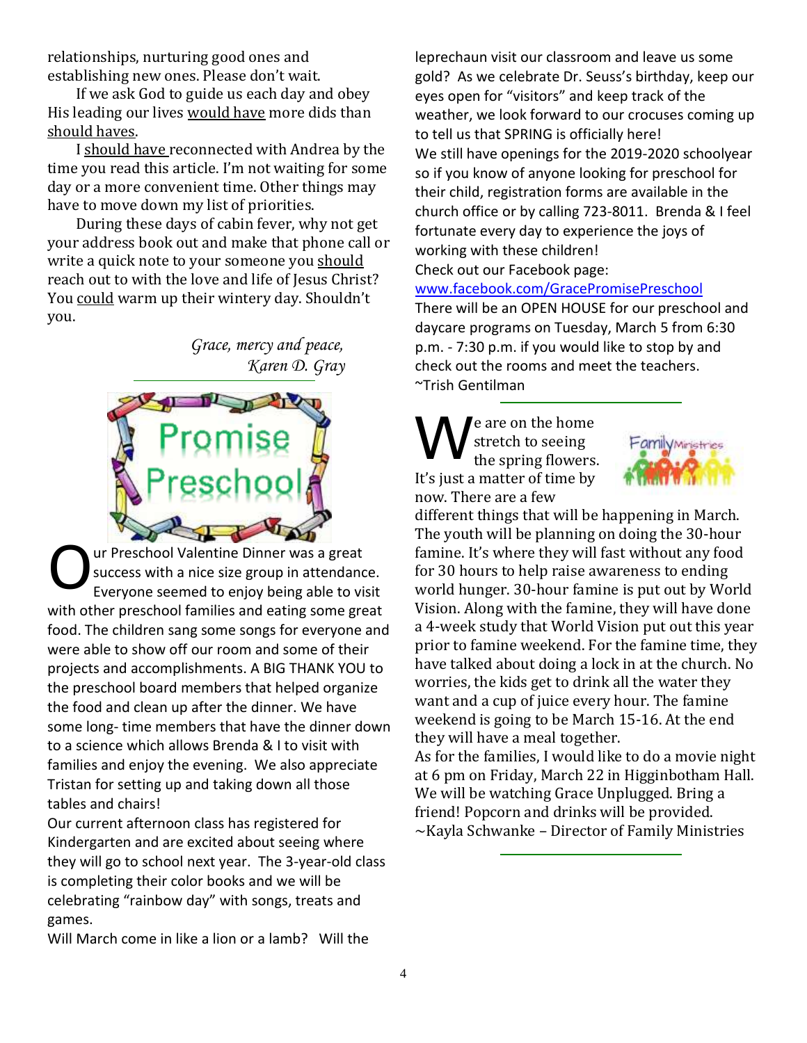relationships, nurturing good ones and establishing new ones. Please don't wait.

If we ask God to guide us each day and obey His leading our lives would have more dids than should haves.

I should have reconnected with Andrea by the time you read this article. I'm not waiting for some day or a more convenient time. Other things may have to move down my list of priorities.

During these days of cabin fever, why not get your address book out and make that phone call or write a quick note to your someone you should reach out to with the love and life of Jesus Christ? You could warm up their wintery day. Shouldn't you.

*Grace, mercy and peace,*
*Karen D. Gray*

---

## Promise Preschool

Our Preschool Valentine Dinner was a great success with a nice size group in attendance. Everyone seemed to enjoy being able to visit with other preschool families and eating some great food. The children sang some songs for everyone and were able to show off our room and some of their projects and accomplishments. A BIG THANK YOU to the preschool board members that helped organize the food and clean up after the dinner. We have some long- time members that have the dinner down to a science which allows Brenda & I to visit with families and enjoy the evening. We also appreciate Tristan for setting up and taking down all those tables and chairs!

Our current afternoon class has registered for Kindergarten and are excited about seeing where they will go to school next year. The 3-year-old class is completing their color books and we will be celebrating "rainbow day" with songs, treats and games.

Will March come in like a lion or a lamb? Will the leprechaun visit our classroom and leave us some gold? As we celebrate Dr. Seuss's birthday, keep our eyes open for "visitors" and keep track of the weather, we look forward to our crocuses coming up to tell us that SPRING is officially here!

We still have openings for the 2019-2020 schoolyear so if you know of anyone looking for preschool for their child, registration forms are available in the church office or by calling 723-8011. Brenda & I feel fortunate every day to experience the joys of working with these children!

Check out our Facebook page:
www.facebook.com/GracePromisePreschool

There will be an OPEN HOUSE for our preschool and daycare programs on Tuesday, March 5 from 6:30 p.m. - 7:30 p.m. if you would like to stop by and check out the rooms and meet the teachers.

~Trish Gentilman

---

## Family Ministries

We are on the home stretch to seeing the spring flowers. It's just a matter of time by now. There are a few different things that will be happening in March. The youth will be planning on doing the 30-hour famine. It's where they will fast without any food for 30 hours to help raise awareness to ending world hunger. 30-hour famine is put out by World Vision. Along with the famine, they will have done a 4-week study that World Vision put out this year prior to famine weekend. For the famine time, they have talked about doing a lock in at the church. No worries, the kids get to drink all the water they want and a cup of juice every hour. The famine weekend is going to be March 15-16. At the end they will have a meal together.

As for the families, I would like to do a movie night at 6 pm on Friday, March 22 in Higginbotham Hall. We will be watching Grace Unplugged. Bring a friend! Popcorn and drinks will be provided.

~Kayla Schwanke – Director of Family Ministries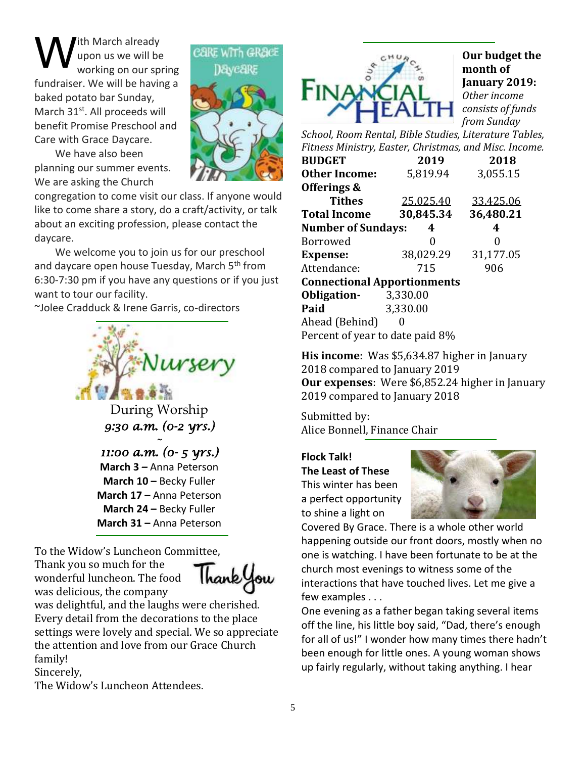With March already upon us we will be working on our spring fundraiser. We will be having a baked potato bar Sunday, March 31st. All proceeds will benefit Promise Preschool and Care with Grace Daycare.

We have also been planning our summer events. We are asking the Church congregation to come visit our class. If anyone would like to come share a story, do a craft/activity, or talk about an exciting profession, please contact the daycare.

We welcome you to join us for our preschool and daycare open house Tuesday, March 5th from 6:30-7:30 pm if you have any questions or if you just want to tour our facility.

~Jolee Cradduck & Irene Garris, co-directors

## Nursery

During Worship

*9:30 a.m. (0-2 yrs.)*

~

*11:00 a.m. (0- 5 yrs.)*

**March 3 –** Anna Peterson
**March 10 –** Becky Fuller
**March 17 –** Anna Peterson
**March 24 –** Becky Fuller
**March 31 –** Anna Peterson

To the Widow's Luncheon Committee,

Thank you so much for the wonderful luncheon. The food was delicious, the company was delightful, and the laughs were cherished. Every detail from the decorations to the place settings were lovely and special. We so appreciate the attention and love from our Grace Church family!

Sincerely,

The Widow's Luncheon Attendees.

## Our Church's Financial Health

**Our budget the month of January 2019:** *Other income consists of funds from Sunday School, Room Rental, Bible Studies, Literature Tables, Fitness Ministry, Easter, Christmas, and Misc. Income.*

| **BUDGET** | **2019** | **2018** |
|---|---|---|
| **Other Income:** | 5,819.94 | 3,055.15 |
| **Offerings & Tithes** | 25,025.40 | 33,425.06 |
| **Total Income** | **30,845.34** | **36,480.21** |
| **Number of Sundays:** | **4** | **4** |
| Borrowed | 0 | 0 |
| **Expense:** | 38,029.29 | 31,177.05 |
| Attendance: | 715 | 906 |

**Connectional Apportionments**

**Obligation-** 3,330.00
**Paid** 3,330.00
Ahead (Behind) 0
Percent of year to date paid 8%

**His income**: Was $5,634.87 higher in January 2018 compared to January 2019
**Our expenses**: Were $6,852.24 higher in January 2019 compared to January 2018

Submitted by:
Alice Bonnell, Finance Chair

**Flock Talk!**
**The Least of These**

This winter has been a perfect opportunity to shine a light on Covered By Grace. There is a whole other world happening outside our front doors, mostly when no one is watching. I have been fortunate to be at the church most evenings to witness some of the interactions that have touched lives. Let me give a few examples . . .

One evening as a father began taking several items off the line, his little boy said, "Dad, there's enough for all of us!" I wonder how many times there hadn't been enough for little ones. A young woman shows up fairly regularly, without taking anything. I hear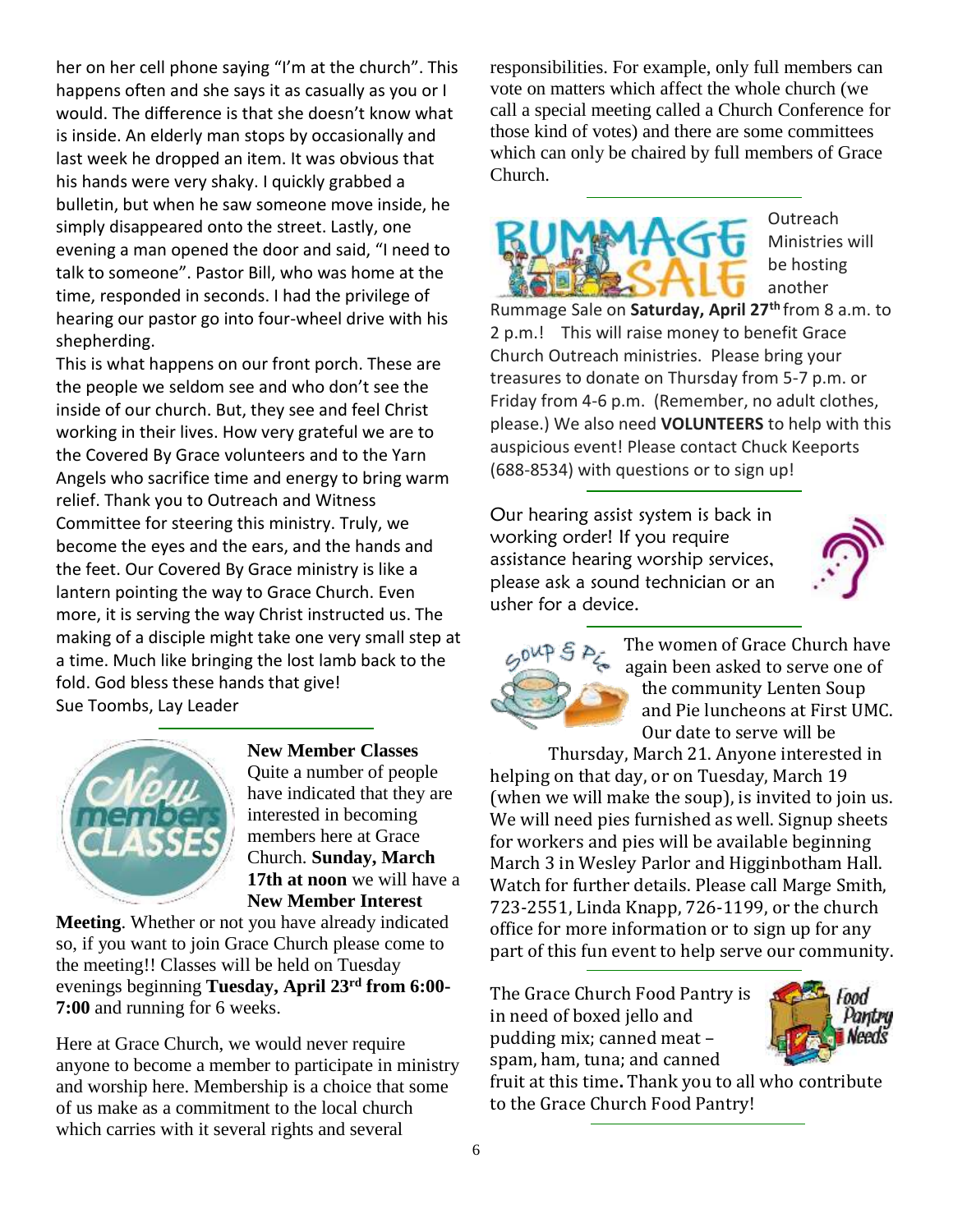her on her cell phone saying "I'm at the church". This happens often and she says it as casually as you or I would. The difference is that she doesn't know what is inside. An elderly man stops by occasionally and last week he dropped an item. It was obvious that his hands were very shaky. I quickly grabbed a bulletin, but when he saw someone move inside, he simply disappeared onto the street. Lastly, one evening a man opened the door and said, "I need to talk to someone". Pastor Bill, who was home at the time, responded in seconds. I had the privilege of hearing our pastor go into four-wheel drive with his shepherding.

This is what happens on our front porch. These are the people we seldom see and who don't see the inside of our church. But, they see and feel Christ working in their lives. How very grateful we are to the Covered By Grace volunteers and to the Yarn Angels who sacrifice time and energy to bring warm relief. Thank you to Outreach and Witness Committee for steering this ministry. Truly, we become the eyes and the ears, and the hands and the feet. Our Covered By Grace ministry is like a lantern pointing the way to Grace Church. Even more, it is serving the way Christ instructed us. The making of a disciple might take one very small step at a time. Much like bringing the lost lamb back to the fold. God bless these hands that give!

Sue Toombs, Lay Leader

---

**New Member Classes**

Quite a number of people have indicated that they are interested in becoming members here at Grace Church. **Sunday, March 17th at noon** we will have a **New Member Interest Meeting**. Whether or not you have already indicated so, if you want to join Grace Church please come to the meeting!! Classes will be held on Tuesday evenings beginning **Tuesday, April 23rd from 6:00-7:00** and running for 6 weeks.

Here at Grace Church, we would never require anyone to become a member to participate in ministry and worship here. Membership is a choice that some of us make as a commitment to the local church which carries with it several rights and several responsibilities. For example, only full members can vote on matters which affect the whole church (we call a special meeting called a Church Conference for those kind of votes) and there are some committees which can only be chaired by full members of Grace Church.

---

Outreach Ministries will be hosting another Rummage Sale on **Saturday, April 27th** from 8 a.m. to 2 p.m.! This will raise money to benefit Grace Church Outreach ministries. Please bring your treasures to donate on Thursday from 5-7 p.m. or Friday from 4-6 p.m. (Remember, no adult clothes, please.) We also need **VOLUNTEERS** to help with this auspicious event! Please contact Chuck Keeports (688-8534) with questions or to sign up!

---

Our hearing assist system is back in working order! If you require assistance hearing worship services, please ask a sound technician or an usher for a device.

---

The women of Grace Church have again been asked to serve one of the community Lenten Soup and Pie luncheons at First UMC. Our date to serve will be Thursday, March 21. Anyone interested in helping on that day, or on Tuesday, March 19 (when we will make the soup), is invited to join us. We will need pies furnished as well. Signup sheets for workers and pies will be available beginning March 3 in Wesley Parlor and Higginbotham Hall. Watch for further details. Please call Marge Smith, 723-2551, Linda Knapp, 726-1199, or the church office for more information or to sign up for any part of this fun event to help serve our community.

---

The Grace Church Food Pantry is in need of boxed jello and pudding mix; canned meat – spam, ham, tuna; and canned fruit at this time. Thank you to all who contribute to the Grace Church Food Pantry!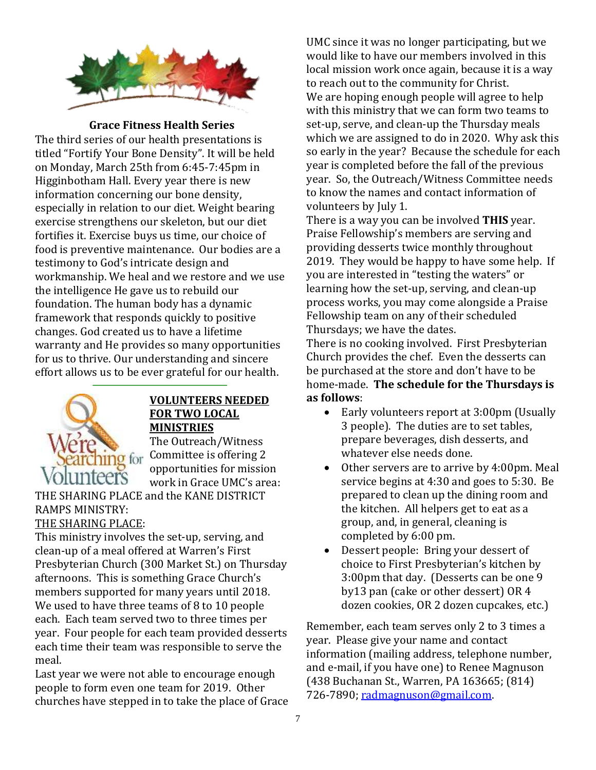## Grace Fitness Health Series

The third series of our health presentations is titled "Fortify Your Bone Density". It will be held on Monday, March 25th from 6:45-7:45pm in Higginbotham Hall. Every year there is new information concerning our bone density, especially in relation to our diet. Weight bearing exercise strengthens our skeleton, but our diet fortifies it. Exercise buys us time, our choice of food is preventive maintenance. Our bodies are a testimony to God's intricate design and workmanship. We heal and we restore and we use the intelligence He gave us to rebuild our foundation. The human body has a dynamic framework that responds quickly to positive changes. God created us to have a lifetime warranty and He provides so many opportunities for us to thrive. Our understanding and sincere effort allows us to be ever grateful for our health.

## VOLUNTEERS NEEDED FOR TWO LOCAL MINISTRIES

The Outreach/Witness Committee is offering 2 opportunities for mission work in Grace UMC's area: THE SHARING PLACE and the KANE DISTRICT RAMPS MINISTRY:

THE SHARING PLACE:

This ministry involves the set-up, serving, and clean-up of a meal offered at Warren's First Presbyterian Church (300 Market St.) on Thursday afternoons. This is something Grace Church's members supported for many years until 2018. We used to have three teams of 8 to 10 people each. Each team served two to three times per year. Four people for each team provided desserts each time their team was responsible to serve the meal.

Last year we were not able to encourage enough people to form even one team for 2019. Other churches have stepped in to take the place of Grace UMC since it was no longer participating, but we would like to have our members involved in this local mission work once again, because it is a way to reach out to the community for Christ.

We are hoping enough people will agree to help with this ministry that we can form two teams to set-up, serve, and clean-up the Thursday meals which we are assigned to do in 2020. Why ask this so early in the year? Because the schedule for each year is completed before the fall of the previous year. So, the Outreach/Witness Committee needs to know the names and contact information of volunteers by July 1.

There is a way you can be involved **THIS** year. Praise Fellowship's members are serving and providing desserts twice monthly throughout 2019. They would be happy to have some help. If you are interested in "testing the waters" or learning how the set-up, serving, and clean-up process works, you may come alongside a Praise Fellowship team on any of their scheduled Thursdays; we have the dates.

There is no cooking involved. First Presbyterian Church provides the chef. Even the desserts can be purchased at the store and don't have to be home-made. **The schedule for the Thursdays is as follows**:

- Early volunteers report at 3:00pm (Usually 3 people). The duties are to set tables, prepare beverages, dish desserts, and whatever else needs done.
- Other servers are to arrive by 4:00pm. Meal service begins at 4:30 and goes to 5:30. Be prepared to clean up the dining room and the kitchen. All helpers get to eat as a group, and, in general, cleaning is completed by 6:00 pm.
- Dessert people: Bring your dessert of choice to First Presbyterian's kitchen by 3:00pm that day. (Desserts can be one 9 by13 pan (cake or other dessert) OR 4 dozen cookies, OR 2 dozen cupcakes, etc.)

Remember, each team serves only 2 to 3 times a year. Please give your name and contact information (mailing address, telephone number, and e-mail, if you have one) to Renee Magnuson (438 Buchanan St., Warren, PA 163665; (814) 726-7890; radmagnuson@gmail.com.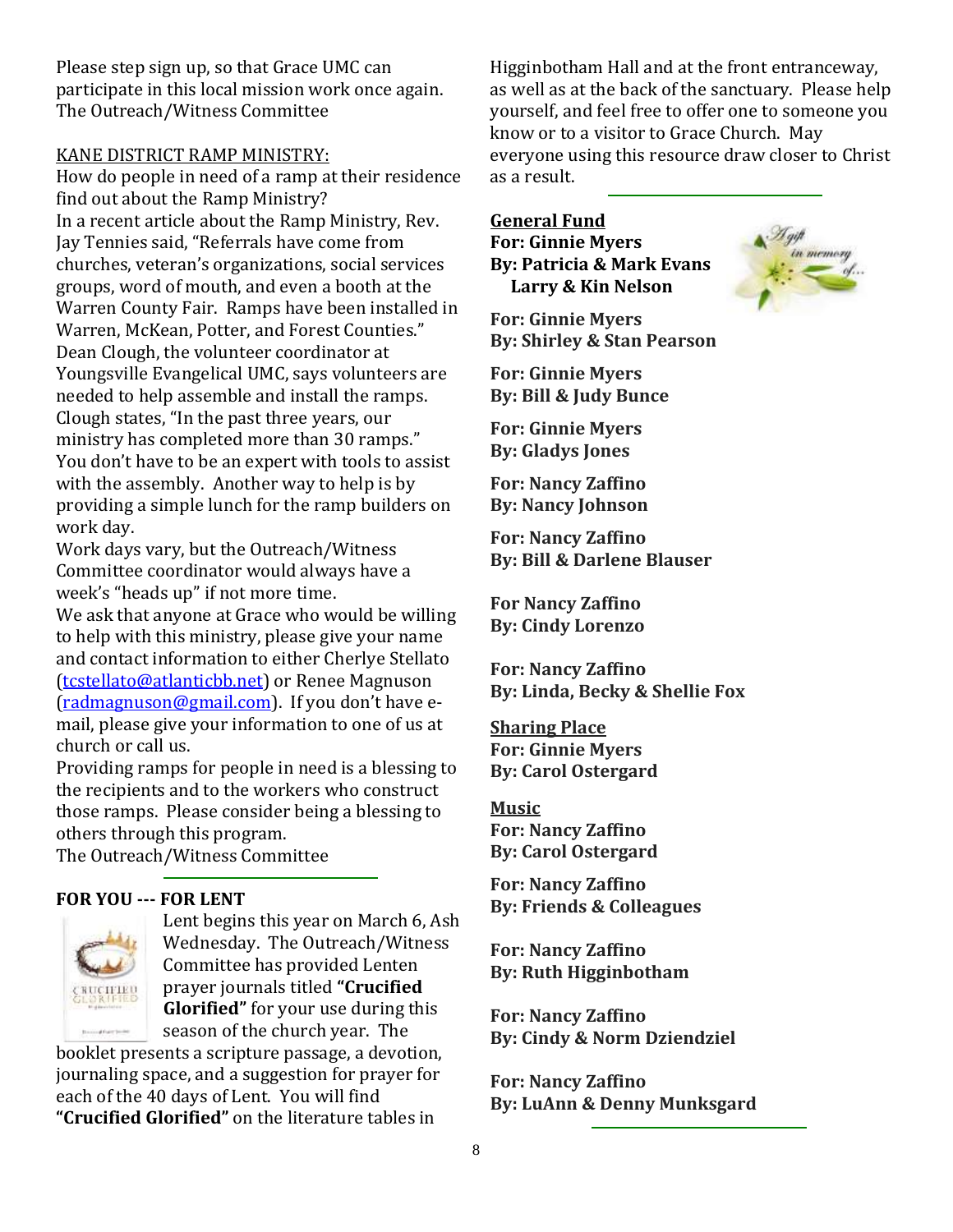Please step sign up, so that Grace UMC can participate in this local mission work once again.
The Outreach/Witness Committee

KANE DISTRICT RAMP MINISTRY:

How do people in need of a ramp at their residence find out about the Ramp Ministry?

In a recent article about the Ramp Ministry, Rev. Jay Tennies said, "Referrals have come from churches, veteran's organizations, social services groups, word of mouth, and even a booth at the Warren County Fair. Ramps have been installed in Warren, McKean, Potter, and Forest Counties."

Dean Clough, the volunteer coordinator at Youngsville Evangelical UMC, says volunteers are needed to help assemble and install the ramps. Clough states, "In the past three years, our ministry has completed more than 30 ramps." You don't have to be an expert with tools to assist with the assembly. Another way to help is by providing a simple lunch for the ramp builders on work day.

Work days vary, but the Outreach/Witness Committee coordinator would always have a week's "heads up" if not more time.

We ask that anyone at Grace who would be willing to help with this ministry, please give your name and contact information to either Cherlye Stellato (tcstellato@atlanticbb.net) or Renee Magnuson (radmagnuson@gmail.com). If you don't have e-mail, please give your information to one of us at church or call us.

Providing ramps for people in need is a blessing to the recipients and to the workers who construct those ramps. Please consider being a blessing to others through this program.

The Outreach/Witness Committee

**FOR YOU --- FOR LENT**

Lent begins this year on March 6, Ash Wednesday. The Outreach/Witness Committee has provided Lenten prayer journals titled **"Crucified Glorified"** for your use during this season of the church year. The booklet presents a scripture passage, a devotion, journaling space, and a suggestion for prayer for each of the 40 days of Lent. You will find **"Crucified Glorified"** on the literature tables in Higginbotham Hall and at the front entranceway, as well as at the back of the sanctuary. Please help yourself, and feel free to offer one to someone you know or to a visitor to Grace Church. May everyone using this resource draw closer to Christ as a result.

**General Fund**

**For: Ginnie Myers**
**By: Patricia & Mark Evans**
**Larry & Kin Nelson**

**For: Ginnie Myers**
**By: Shirley & Stan Pearson**

**For: Ginnie Myers**
**By: Bill & Judy Bunce**

**For: Ginnie Myers**
**By: Gladys Jones**

**For: Nancy Zaffino**
**By: Nancy Johnson**

**For: Nancy Zaffino**
**By: Bill & Darlene Blauser**

**For Nancy Zaffino**
**By: Cindy Lorenzo**

**For: Nancy Zaffino**
**By: Linda, Becky & Shellie Fox**

**Sharing Place**

**For: Ginnie Myers**
**By: Carol Ostergard**

**Music**

**For: Nancy Zaffino**
**By: Carol Ostergard**

**For: Nancy Zaffino**
**By: Friends & Colleagues**

**For: Nancy Zaffino**
**By: Ruth Higginbotham**

**For: Nancy Zaffino**
**By: Cindy & Norm Dziendziel**

**For: Nancy Zaffino**
**By: LuAnn & Denny Munksgard**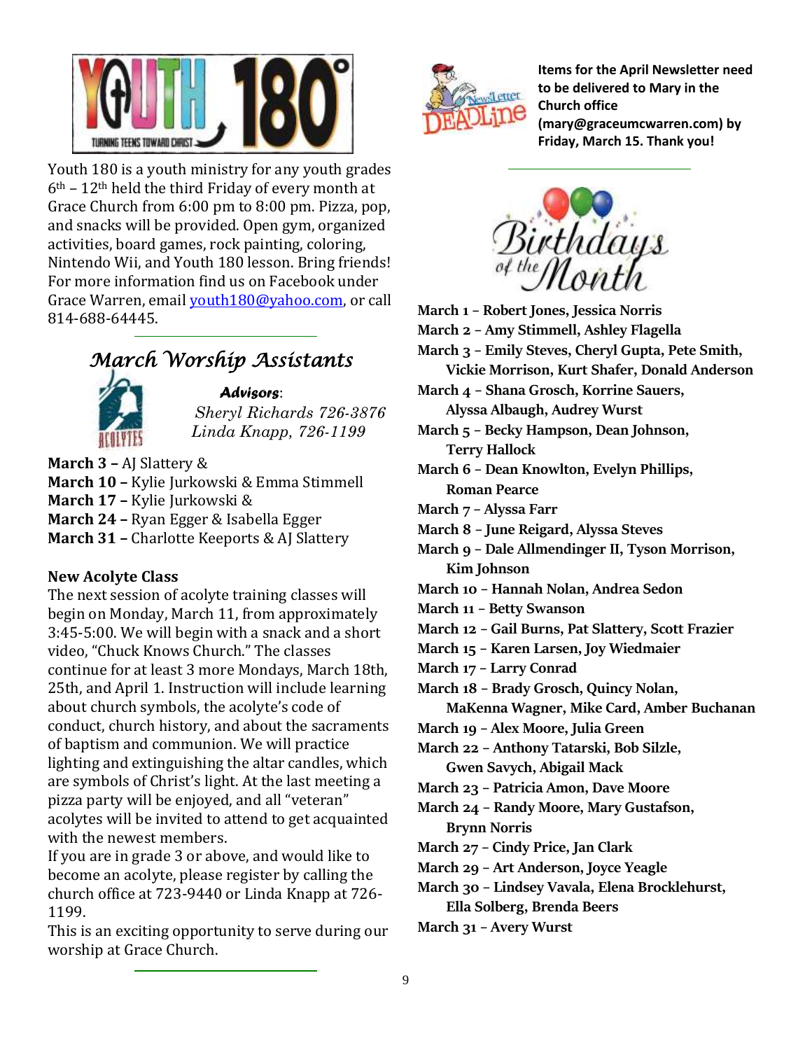Youth 180 is a youth ministry for any youth grades 6th – 12th held the third Friday of every month at Grace Church from 6:00 pm to 8:00 pm. Pizza, pop, and snacks will be provided. Open gym, organized activities, board games, rock painting, coloring, Nintendo Wii, and Youth 180 lesson. Bring friends! For more information find us on Facebook under Grace Warren, email youth180@yahoo.com, or call 814-688-64445.

## *March Worship Assistants*

***Advisors*:**
*Sheryl Richards 726-3876*
*Linda Knapp, 726-1199*

**March 3 –** AJ Slattery &
**March 10 –** Kylie Jurkowski & Emma Stimmell
**March 17 –** Kylie Jurkowski &
**March 24 –** Ryan Egger & Isabella Egger
**March 31 –** Charlotte Keeports & AJ Slattery

**New Acolyte Class**

The next session of acolyte training classes will begin on Monday, March 11, from approximately 3:45-5:00. We will begin with a snack and a short video, "Chuck Knows Church." The classes continue for at least 3 more Mondays, March 18th, 25th, and April 1. Instruction will include learning about church symbols, the acolyte's code of conduct, church history, and about the sacraments of baptism and communion. We will practice lighting and extinguishing the altar candles, which are symbols of Christ's light. At the last meeting a pizza party will be enjoyed, and all "veteran" acolytes will be invited to attend to get acquainted with the newest members.

If you are in grade 3 or above, and would like to become an acolyte, please register by calling the church office at 723-9440 or Linda Knapp at 726-1199.

This is an exciting opportunity to serve during our worship at Grace Church.

**Items for the April Newsletter need to be delivered to Mary in the Church office (mary@graceumcwarren.com) by Friday, March 15. Thank you!**

## Birthdays of the Month

**March 1 – Robert Jones, Jessica Norris**
**March 2 – Amy Stimmell, Ashley Flagella**
**March 3 – Emily Steves, Cheryl Gupta, Pete Smith, Vickie Morrison, Kurt Shafer, Donald Anderson**
**March 4 – Shana Grosch, Korrine Sauers, Alyssa Albaugh, Audrey Wurst**
**March 5 – Becky Hampson, Dean Johnson, Terry Hallock**
**March 6 – Dean Knowlton, Evelyn Phillips, Roman Pearce**
**March 7 – Alyssa Farr**
**March 8 – June Reigard, Alyssa Steves**
**March 9 – Dale Allmendinger II, Tyson Morrison, Kim Johnson**
**March 10 – Hannah Nolan, Andrea Sedon**
**March 11 – Betty Swanson**
**March 12 – Gail Burns, Pat Slattery, Scott Frazier**
**March 15 – Karen Larsen, Joy Wiedmaier**
**March 17 – Larry Conrad**
**March 18 – Brady Grosch, Quincy Nolan, MaKenna Wagner, Mike Card, Amber Buchanan**
**March 19 – Alex Moore, Julia Green**
**March 22 – Anthony Tatarski, Bob Silzle, Gwen Savych, Abigail Mack**
**March 23 – Patricia Amon, Dave Moore**
**March 24 – Randy Moore, Mary Gustafson, Brynn Norris**
**March 27 – Cindy Price, Jan Clark**
**March 29 – Art Anderson, Joyce Yeagle**
**March 30 – Lindsey Vavala, Elena Brocklehurst, Ella Solberg, Brenda Beers**
**March 31 – Avery Wurst**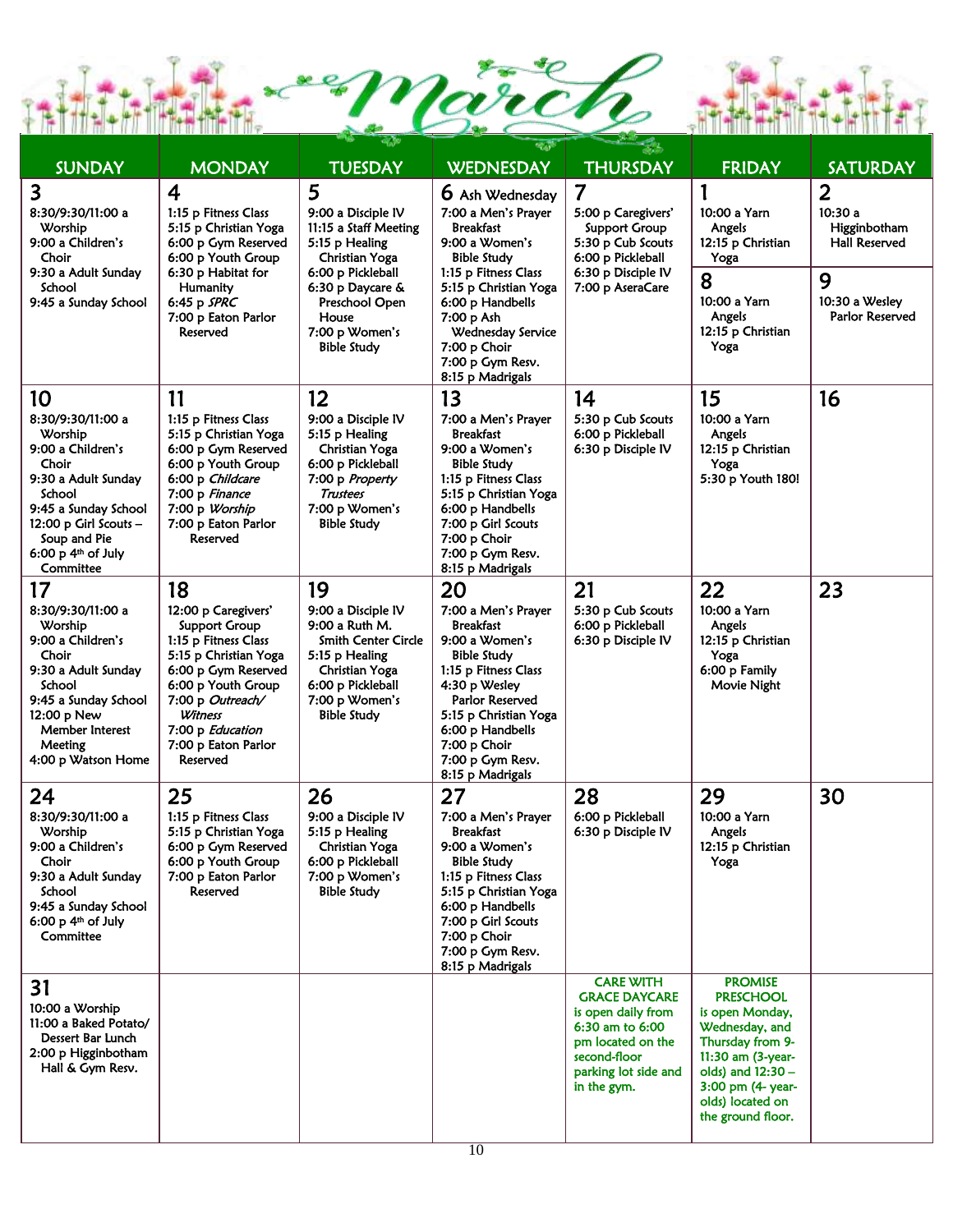# March

| SUNDAY | MONDAY | TUESDAY | WEDNESDAY | THURSDAY | FRIDAY | SATURDAY |
|---|---|---|---|---|---|---|
| **3**<br>8:30/9:30/11:00 a Worship<br>9:00 a Children's Choir<br>9:30 a Adult Sunday School<br>9:45 a Sunday School | **4**<br>1:15 p Fitness Class<br>5:15 p Christian Yoga<br>6:00 p Gym Reserved<br>6:00 p Youth Group<br>6:30 p Habitat for Humanity<br>7:00 p Eaton Parlor Reserved | **5**<br>9:00 a Disciple IV<br>11:15 a Staff Meeting<br>5:15 p Healing Christian Yoga<br>6:00 p Pickleball<br>6:30 p Daycare & Preschool Open House<br>7:00 p Women's Bible Study | **6** Ash Wednesday<br>7:00 a Men's Prayer Breakfast<br>9:00 a Women's Bible Study<br>1:15 p Fitness Class<br>5:15 p Christian Yoga<br>6:00 p Handbells<br>7:00 p Ash Wednesday Service<br>7:00 p Choir<br>7:00 p Gym Resv.<br>8:15 p Madrigals | **7**<br>5:00 p Caregivers' Support Group<br>5:30 p Cub Scouts<br>6:00 p Pickleball<br>6:30 p Disciple IV<br>7:00 p AseraCare | **1**<br>10:00 a Yarn Angels<br>12:15 p Christian Yoga<br><br>**8**<br>10:00 a Yarn Angels<br>12:15 p Christian Yoga | **2**<br>10:30 a Higginbotham Hall Reserved<br><br>**9**<br>10:30 a Wesley Parlor Reserved |
| **10**<br>8:30/9:30/11:00 a Worship<br>9:00 a Children's Choir<br>9:30 a Adult Sunday School<br>9:45 a Sunday School<br>12:00 p Girl Scouts – Soup and Pie<br>6:00 p 4th of July Committee | **11**<br>1:15 p Fitness Class<br>5:15 p Christian Yoga<br>6:00 p Gym Reserved<br>6:00 p Youth Group<br>6:00 p *Childcare*<br>7:00 p *Finance*<br>7:00 p *Worship*<br>7:00 p Eaton Parlor Reserved | **12**<br>9:00 a Disciple IV<br>5:15 p Healing Christian Yoga<br>6:00 p Pickleball<br>7:00 p *Property Trustees*<br>7:00 p Women's Bible Study | **13**<br>7:00 a Men's Prayer Breakfast<br>9:00 a Women's Bible Study<br>1:15 p Fitness Class<br>5:15 p Christian Yoga<br>6:00 p Handbells<br>7:00 p Girl Scouts<br>7:00 p Choir<br>7:00 p Gym Resv.<br>8:15 p Madrigals | **14**<br>5:30 p Cub Scouts<br>6:00 p Pickleball<br>6:30 p Disciple IV | **15**<br>10:00 a Yarn Angels<br>12:15 p Christian Yoga<br>5:30 p Youth 180! | **16** |
| **17**<br>8:30/9:30/11:00 a Worship<br>9:00 a Children's Choir<br>9:30 a Adult Sunday School<br>9:45 a Sunday School<br>12:00 p New Member Interest Meeting<br>4:00 p Watson Home | **18**<br>12:00 p Caregivers' Support Group<br>1:15 p Fitness Class<br>5:15 p Christian Yoga<br>6:00 p Gym Reserved<br>6:00 p Youth Group<br>7:00 p *Outreach/ Witness*<br>7:00 p *Education*<br>7:00 p Eaton Parlor Reserved | **19**<br>9:00 a Disciple IV<br>9:00 a Ruth M. Smith Center Circle<br>5:15 p Healing Christian Yoga<br>6:00 p Pickleball<br>7:00 p Women's Bible Study | **20**<br>7:00 a Men's Prayer Breakfast<br>9:00 a Women's Bible Study<br>1:15 p Fitness Class<br>4:30 p Wesley Parlor Reserved<br>5:15 p Christian Yoga<br>6:00 p Handbells<br>7:00 p Choir<br>7:00 p Gym Resv.<br>8:15 p Madrigals | **21**<br>5:30 p Cub Scouts<br>6:00 p Pickleball<br>6:30 p Disciple IV | **22**<br>10:00 a Yarn Angels<br>12:15 p Christian Yoga<br>6:00 p Family Movie Night | **23** |
| **24**<br>8:30/9:30/11:00 a Worship<br>9:00 a Children's Choir<br>9:30 a Adult Sunday School<br>9:45 a Sunday School<br>6:00 p 4th of July Committee | **25**<br>1:15 p Fitness Class<br>5:15 p Christian Yoga<br>6:00 p Gym Reserved<br>6:00 p Youth Group<br>7:00 p Eaton Parlor Reserved | **26**<br>9:00 a Disciple IV<br>5:15 p Healing Christian Yoga<br>6:00 p Pickleball<br>7:00 p Women's Bible Study | **27**<br>7:00 a Men's Prayer Breakfast<br>9:00 a Women's Bible Study<br>1:15 p Fitness Class<br>5:15 p Christian Yoga<br>6:00 p Handbells<br>7:00 p Girl Scouts<br>7:00 p Choir<br>7:00 p Gym Resv.<br>8:15 p Madrigals | **28**<br>6:00 p Pickleball<br>6:30 p Disciple IV | **29**<br>10:00 a Yarn Angels<br>12:15 p Christian Yoga | **30** |
| **31**<br>10:00 a Worship<br>11:00 a Baked Potato/ Dessert Bar Lunch<br>2:00 p Higginbotham Hall & Gym Resv. | | | | **CARE WITH GRACE DAYCARE** is open daily from 6:30 am to 6:00 pm located on the second-floor parking lot side and in the gym. | **PROMISE PRESCHOOL** is open Monday, Wednesday, and Thursday from 9-11:30 am (3-year-olds) and 12:30 – 3:00 pm (4- year-olds) located on the ground floor. | |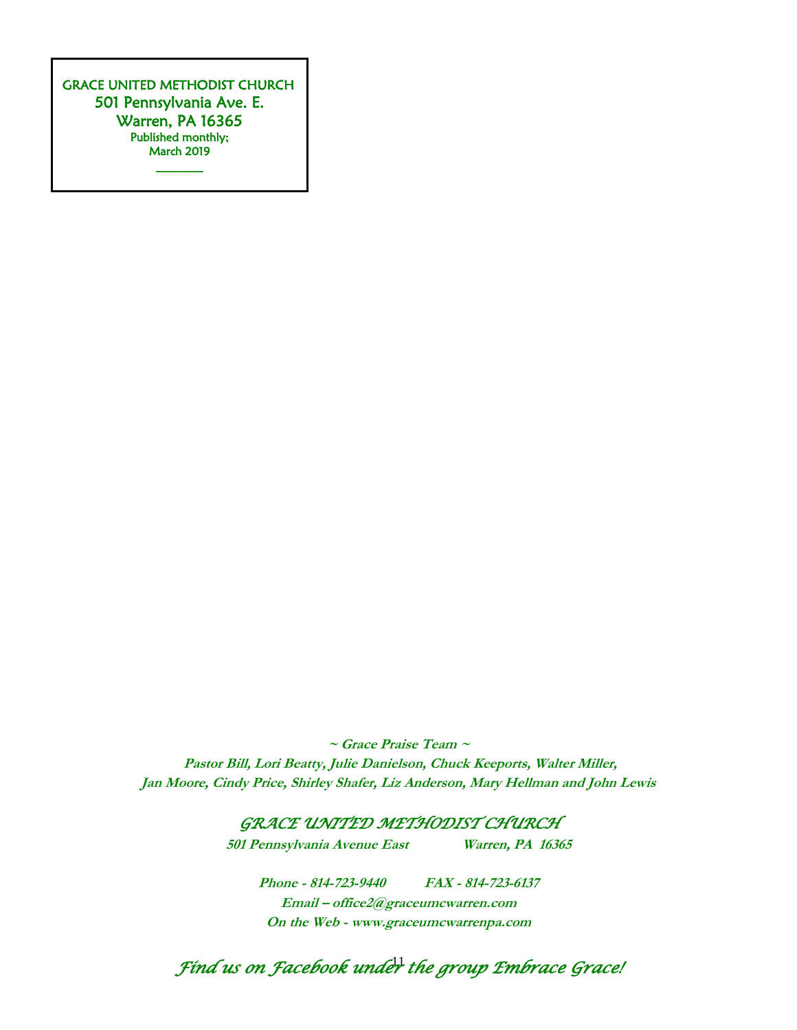GRACE UNITED METHODIST CHURCH
501 Pennsylvania Ave. E.
Warren, PA 16365
Published monthly;
March 2019

**~ Grace Praise Team ~**

**Pastor Bill, Lori Beatty, Julie Danielson, Chuck Keeports, Walter Miller, Jan Moore, Cindy Price, Shirley Shafer, Liz Anderson, Mary Hellman and John Lewis**

*GRACE UNITED METHODIST CHURCH*

**501 Pennsylvania Avenue East Warren, PA 16365**

**Phone - 814-723-9440 FAX - 814-723-6137**

**Email – office2@graceumcwarren.com**

**On the Web - www.graceumcwarrenpa.com**

*Find us on Facebook under the group Embrace Grace!*